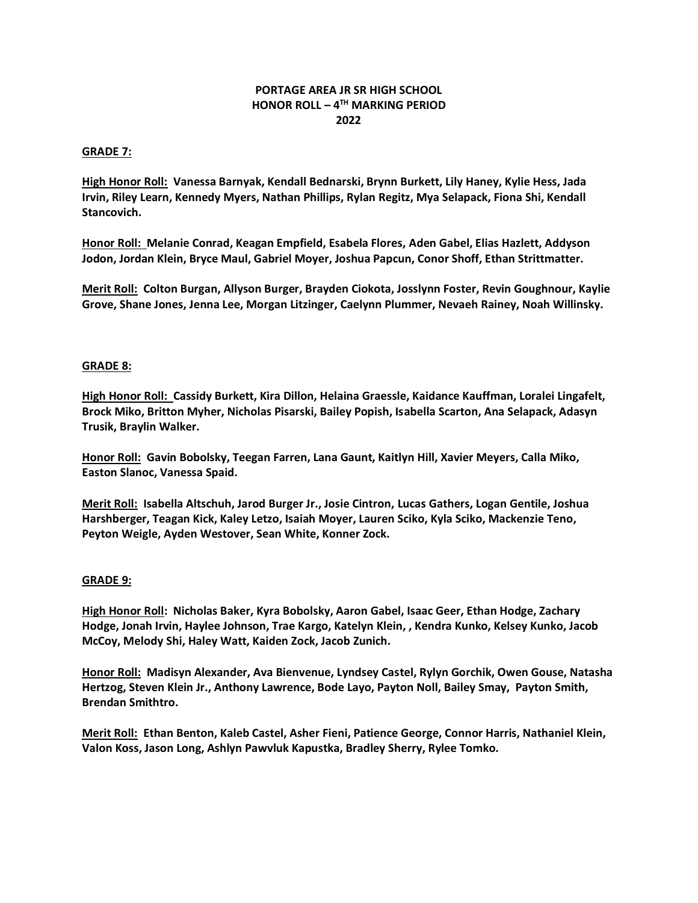# PORTAGE AREA JR SR HIGH SCHOOL
# HONOR ROLL – 4TH MARKING PERIOD
# 2022

## GRADE 7:

**High Honor Roll: Vanessa Barnyak, Kendall Bednarski, Brynn Burkett, Lily Haney, Kylie Hess, Jada Irvin, Riley Learn, Kennedy Myers, Nathan Phillips, Rylan Regitz, Mya Selapack, Fiona Shi, Kendall Stancovich.**

**Honor Roll: Melanie Conrad, Keagan Empfield, Esabela Flores, Aden Gabel, Elias Hazlett, Addyson Jodon, Jordan Klein, Bryce Maul, Gabriel Moyer, Joshua Papcun, Conor Shoff, Ethan Strittmatter.**

**Merit Roll: Colton Burgan, Allyson Burger, Brayden Ciokota, Josslynn Foster, Revin Goughnour, Kaylie Grove, Shane Jones, Jenna Lee, Morgan Litzinger, Caelynn Plummer, Nevaeh Rainey, Noah Willinsky.**

## GRADE 8:

**High Honor Roll: Cassidy Burkett, Kira Dillon, Helaina Graessle, Kaidance Kauffman, Loralei Lingafelt, Brock Miko, Britton Myher, Nicholas Pisarski, Bailey Popish, Isabella Scarton, Ana Selapack, Adasyn Trusik, Braylin Walker.**

**Honor Roll: Gavin Bobolsky, Teegan Farren, Lana Gaunt, Kaitlyn Hill, Xavier Meyers, Calla Miko, Easton Slanoc, Vanessa Spaid.**

**Merit Roll: Isabella Altschuh, Jarod Burger Jr., Josie Cintron, Lucas Gathers, Logan Gentile, Joshua Harshberger, Teagan Kick, Kaley Letzo, Isaiah Moyer, Lauren Sciko, Kyla Sciko, Mackenzie Teno, Peyton Weigle, Ayden Westover, Sean White, Konner Zock.**

## GRADE 9:

**High Honor Roll: Nicholas Baker, Kyra Bobolsky, Aaron Gabel, Isaac Geer, Ethan Hodge, Zachary Hodge, Jonah Irvin, Haylee Johnson, Trae Kargo, Katelyn Klein, , Kendra Kunko, Kelsey Kunko, Jacob McCoy, Melody Shi, Haley Watt, Kaiden Zock, Jacob Zunich.**

**Honor Roll: Madisyn Alexander, Ava Bienvenue, Lyndsey Castel, Rylyn Gorchik, Owen Gouse, Natasha Hertzog, Steven Klein Jr., Anthony Lawrence, Bode Layo, Payton Noll, Bailey Smay, Payton Smith, Brendan Smithtro.**

**Merit Roll: Ethan Benton, Kaleb Castel, Asher Fieni, Patience George, Connor Harris, Nathaniel Klein, Valon Koss, Jason Long, Ashlyn Pawvluk Kapustka, Bradley Sherry, Rylee Tomko.**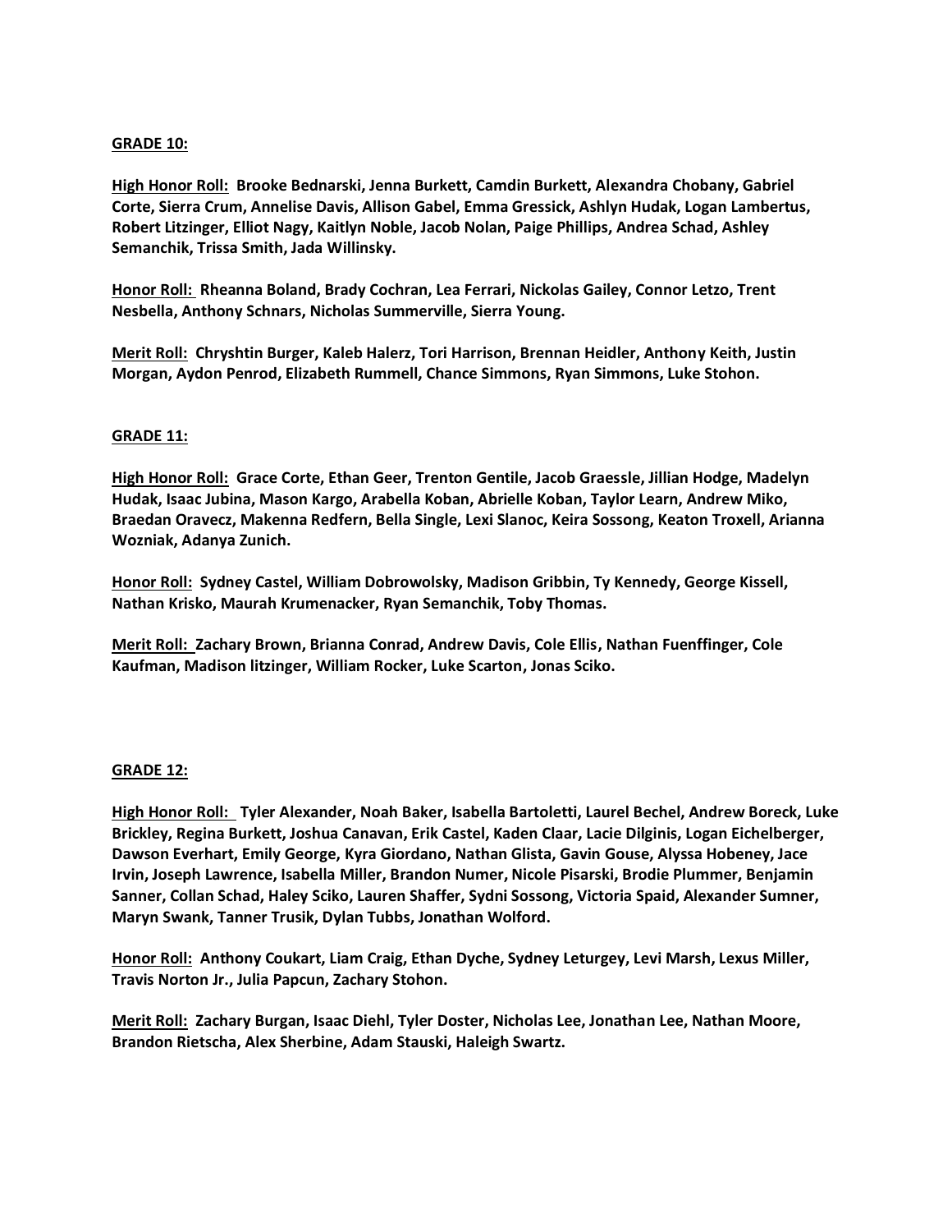**GRADE 10:**

**High Honor Roll: Brooke Bednarski, Jenna Burkett, Camdin Burkett, Alexandra Chobany, Gabriel Corte, Sierra Crum, Annelise Davis, Allison Gabel, Emma Gressick, Ashlyn Hudak, Logan Lambertus, Robert Litzinger, Elliot Nagy, Kaitlyn Noble, Jacob Nolan, Paige Phillips, Andrea Schad, Ashley Semanchik, Trissa Smith, Jada Willinsky.**

**Honor Roll: Rheanna Boland, Brady Cochran, Lea Ferrari, Nickolas Gailey, Connor Letzo, Trent Nesbella, Anthony Schnars, Nicholas Summerville, Sierra Young.**

**Merit Roll: Chryshtin Burger, Kaleb Halerz, Tori Harrison, Brennan Heidler, Anthony Keith, Justin Morgan, Aydon Penrod, Elizabeth Rummell, Chance Simmons, Ryan Simmons, Luke Stohon.**

**GRADE 11:**

**High Honor Roll: Grace Corte, Ethan Geer, Trenton Gentile, Jacob Graessle, Jillian Hodge, Madelyn Hudak, Isaac Jubina, Mason Kargo, Arabella Koban, Abrielle Koban, Taylor Learn, Andrew Miko, Braedan Oravecz, Makenna Redfern, Bella Single, Lexi Slanoc, Keira Sossong, Keaton Troxell, Arianna Wozniak, Adanya Zunich.**

**Honor Roll: Sydney Castel, William Dobrowolsky, Madison Gribbin, Ty Kennedy, George Kissell, Nathan Krisko, Maurah Krumenacker, Ryan Semanchik, Toby Thomas.**

**Merit Roll: Zachary Brown, Brianna Conrad, Andrew Davis, Cole Ellis, Nathan Fuenffinger, Cole Kaufman, Madison litzinger, William Rocker, Luke Scarton, Jonas Sciko.**

**GRADE 12:**

**High Honor Roll: Tyler Alexander, Noah Baker, Isabella Bartoletti, Laurel Bechel, Andrew Boreck, Luke Brickley, Regina Burkett, Joshua Canavan, Erik Castel, Kaden Claar, Lacie Dilginis, Logan Eichelberger, Dawson Everhart, Emily George, Kyra Giordano, Nathan Glista, Gavin Gouse, Alyssa Hobeney, Jace Irvin, Joseph Lawrence, Isabella Miller, Brandon Numer, Nicole Pisarski, Brodie Plummer, Benjamin Sanner, Collan Schad, Haley Sciko, Lauren Shaffer, Sydni Sossong, Victoria Spaid, Alexander Sumner, Maryn Swank, Tanner Trusik, Dylan Tubbs, Jonathan Wolford.**

**Honor Roll: Anthony Coukart, Liam Craig, Ethan Dyche, Sydney Leturgey, Levi Marsh, Lexus Miller, Travis Norton Jr., Julia Papcun, Zachary Stohon.**

**Merit Roll: Zachary Burgan, Isaac Diehl, Tyler Doster, Nicholas Lee, Jonathan Lee, Nathan Moore, Brandon Rietscha, Alex Sherbine, Adam Stauski, Haleigh Swartz.**